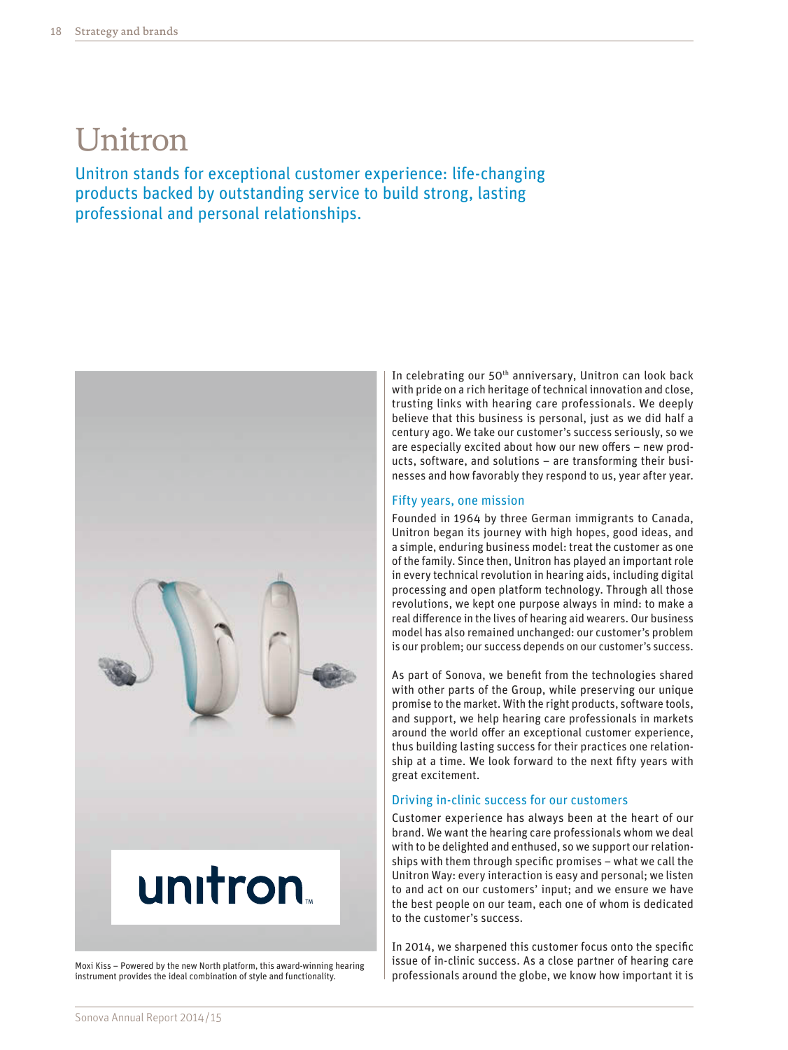# Unitron

Unitron stands for exceptional customer experience: life-changing products backed by outstanding service to build strong, lasting professional and personal relationships.

Moxi Kiss – Powered by the new North platform, this award-winning hearing instrument provides the ideal combination of style and functionality.

In celebrating our 50th anniversary, Unitron can look back with pride on a rich heritage of technical innovation and close, trusting links with hearing care professionals. We deeply believe that this business is personal, just as we did half a century ago. We take our customer's success seriously, so we are especially excited about how our new offers – new products, software, and solutions – are transforming their businesses and how favorably they respond to us, year after year.

## Fifty years, one mission

Founded in 1964 by three German immigrants to Canada, Unitron began its journey with high hopes, good ideas, and a simple, enduring business model: treat the customer as one of the family. Since then, Unitron has played an important role in every technical revolution in hearing aids, including digital processing and open platform technology. Through all those revolutions, we kept one purpose always in mind: to make a real difference in the lives of hearing aid wearers. Our business model has also remained unchanged: our customer's problem is our problem; our success depends on our customer's success.

As part of Sonova, we benefit from the technologies shared with other parts of the Group, while preserving our unique promise to the market. With the right products, software tools, and support, we help hearing care professionals in markets around the world offer an exceptional customer experience, thus building lasting success for their practices one relationship at a time. We look forward to the next fifty years with great excitement.

## Driving in-clinic success for our customers

Customer experience has always been at the heart of our brand. We want the hearing care professionals whom we deal with to be delighted and enthused, so we support our relationships with them through specific promises – what we call the Unitron Way: every interaction is easy and personal; we listen to and act on our customers' input; and we ensure we have the best people on our team, each one of whom is dedicated to the customer's success.

In 2014, we sharpened this customer focus onto the specific issue of in-clinic success. As a close partner of hearing care professionals around the globe, we know how important it is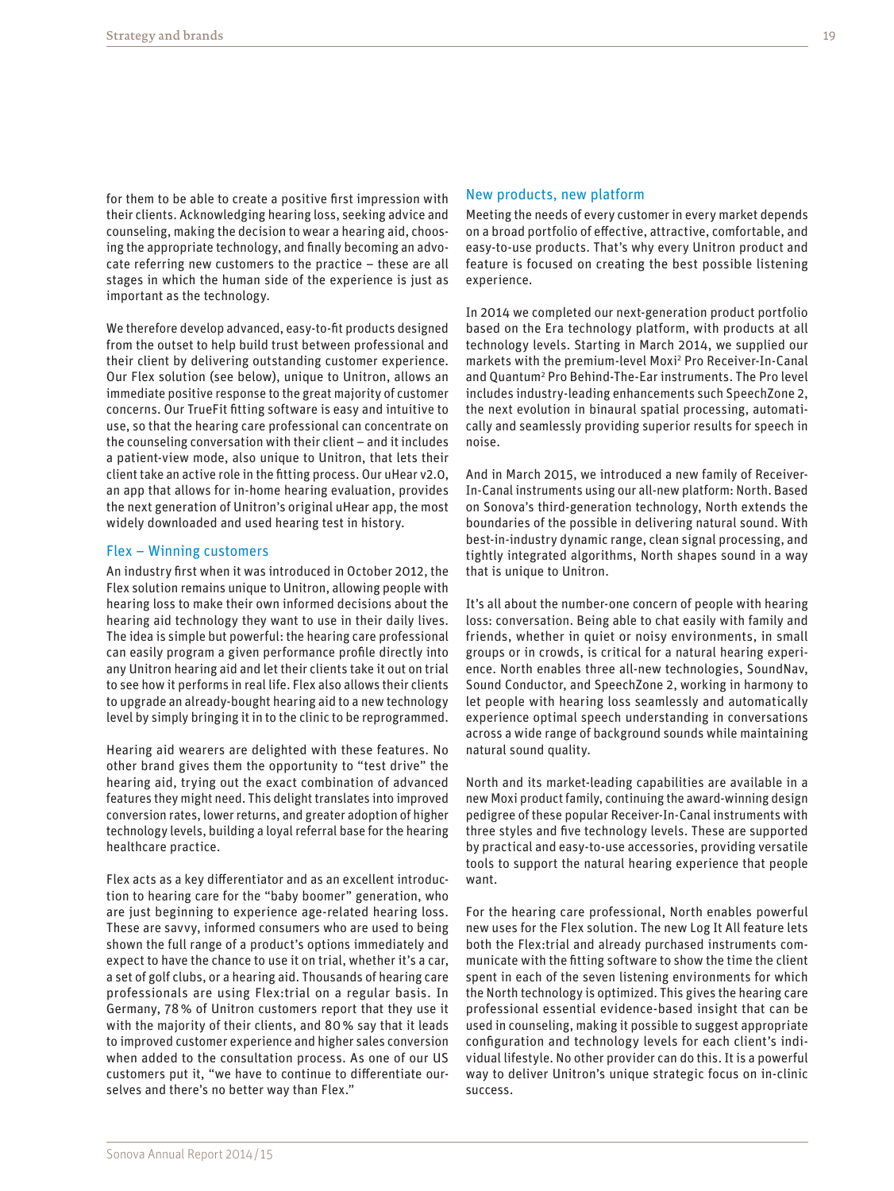for them to be able to create a positive first impression with their clients. Acknowledging hearing loss, seeking advice and counseling, making the decision to wear a hearing aid, choosing the appropriate technology, and finally becoming an advocate referring new customers to the practice – these are all stages in which the human side of the experience is just as important as the technology.

We therefore develop advanced, easy-to-fit products designed from the outset to help build trust between professional and their client by delivering outstanding customer experience. Our Flex solution (see below), unique to Unitron, allows an immediate positive response to the great majority of customer concerns. Our TrueFit fitting software is easy and intuitive to use, so that the hearing care professional can concentrate on the counseling conversation with their client – and it includes a patient-view mode, also unique to Unitron, that lets their client take an active role in the fitting process. Our uHear v2.0, an app that allows for in-home hearing evaluation, provides the next generation of Unitron's original uHear app, the most widely downloaded and used hearing test in history.

## Flex – Winning customers

An industry first when it was introduced in October 2012, the Flex solution remains unique to Unitron, allowing people with hearing loss to make their own informed decisions about the hearing aid technology they want to use in their daily lives. The idea is simple but powerful: the hearing care professional can easily program a given performance profile directly into any Unitron hearing aid and let their clients take it out on trial to see how it performs in real life. Flex also allows their clients to upgrade an already-bought hearing aid to a new technology level by simply bringing it in to the clinic to be reprogrammed.

Hearing aid wearers are delighted with these features. No other brand gives them the opportunity to "test drive" the hearing aid, trying out the exact combination of advanced features they might need. This delight translates into improved conversion rates, lower returns, and greater adoption of higher technology levels, building a loyal referral base for the hearing healthcare practice.

Flex acts as a key differentiator and as an excellent introduction to hearing care for the "baby boomer" generation, who are just beginning to experience age-related hearing loss. These are savvy, informed consumers who are used to being shown the full range of a product's options immediately and expect to have the chance to use it on trial, whether it's a car, a set of golf clubs, or a hearing aid. Thousands of hearing care professionals are using Flex:trial on a regular basis. In Germany, 78 % of Unitron customers report that they use it with the majority of their clients, and 80 % say that it leads to improved customer experience and higher sales conversion when added to the consultation process. As one of our US customers put it, "we have to continue to differentiate ourselves and there's no better way than Flex."

## New products, new platform

Meeting the needs of every customer in every market depends on a broad portfolio of effective, attractive, comfortable, and easy-to-use products. That's why every Unitron product and feature is focused on creating the best possible listening experience.

In 2014 we completed our next-generation product portfolio based on the Era technology platform, with products at all technology levels. Starting in March 2014, we supplied our markets with the premium-level Moxi² Pro Receiver-In-Canal and Quantum² Pro Behind-The-Ear instruments. The Pro level includes industry-leading enhancements such SpeechZone 2, the next evolution in binaural spatial processing, automatically and seamlessly providing superior results for speech in noise.

And in March 2015, we introduced a new family of Receiver-In-Canal instruments using our all-new platform: North. Based on Sonova's third-generation technology, North extends the boundaries of the possible in delivering natural sound. With best-in-industry dynamic range, clean signal processing, and tightly integrated algorithms, North shapes sound in a way that is unique to Unitron.

It's all about the number-one concern of people with hearing loss: conversation. Being able to chat easily with family and friends, whether in quiet or noisy environments, in small groups or in crowds, is critical for a natural hearing experience. North enables three all-new technologies, SoundNav, Sound Conductor, and SpeechZone 2, working in harmony to let people with hearing loss seamlessly and automatically experience optimal speech understanding in conversations across a wide range of background sounds while maintaining natural sound quality.

North and its market-leading capabilities are available in a new Moxi product family, continuing the award-winning design pedigree of these popular Receiver-In-Canal instruments with three styles and five technology levels. These are supported by practical and easy-to-use accessories, providing versatile tools to support the natural hearing experience that people want.

For the hearing care professional, North enables powerful new uses for the Flex solution. The new Log It All feature lets both the Flex:trial and already purchased instruments communicate with the fitting software to show the time the client spent in each of the seven listening environments for which the North technology is optimized. This gives the hearing care professional essential evidence-based insight that can be used in counseling, making it possible to suggest appropriate configuration and technology levels for each client's individual lifestyle. No other provider can do this. It is a powerful way to deliver Unitron's unique strategic focus on in-clinic success.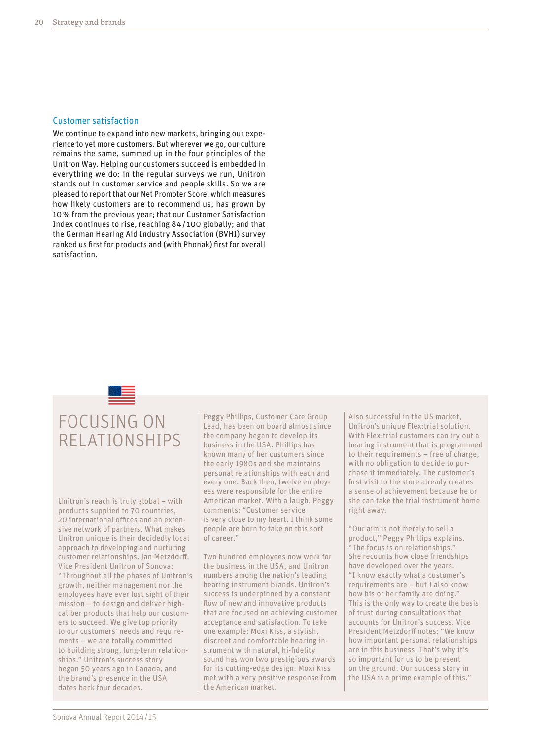## Customer satisfaction

We continue to expand into new markets, bringing our experience to yet more customers. But wherever we go, our culture remains the same, summed up in the four principles of the Unitron Way. Helping our customers succeed is embedded in everything we do: in the regular surveys we run, Unitron stands out in customer service and people skills. So we are pleased to report that our Net Promoter Score, which measures how likely customers are to recommend us, has grown by 10 % from the previous year; that our Customer Satisfaction Index continues to rise, reaching 84 / 100 globally; and that the German Hearing Aid Industry Association (BVHI) survey ranked us first for products and (with Phonak) first for overall satisfaction.

# FOCUSING ON RELATIONSHIPS

Unitron's reach is truly global – with products supplied to 70 countries, 20 international offices and an extensive network of partners. What makes Unitron unique is their decidedly local approach to developing and nurturing customer relationships. Jan Metzdorff, Vice President Unitron of Sonova: "Throughout all the phases of Unitron's growth, neither management nor the employees have ever lost sight of their mission – to design and deliver high-caliber products that help our customers to succeed. We give top priority to our customers' needs and requirements – we are totally committed to building strong, long-term relationships." Unitron's success story began 50 years ago in Canada, and the brand's presence in the USA dates back four decades.

Peggy Phillips, Customer Care Group Lead, has been on board almost since the company began to develop its business in the USA. Phillips has known many of her customers since the early 1980s and she maintains personal relationships with each and every one. Back then, twelve employees were responsible for the entire American market. With a laugh, Peggy comments: "Customer service is very close to my heart. I think some people are born to take on this sort of career."

Two hundred employees now work for the business in the USA, and Unitron numbers among the nation's leading hearing instrument brands. Unitron's success is underpinned by a constant flow of new and innovative products that are focused on achieving customer acceptance and satisfaction. To take one example: Moxi Kiss, a stylish, discreet and comfortable hearing instrument with natural, hi-fidelity sound has won two prestigious awards for its cutting-edge design. Moxi Kiss met with a very positive response from the American market.

Also successful in the US market, Unitron's unique Flex:trial solution. With Flex:trial customers can try out a hearing instrument that is programmed to their requirements – free of charge, with no obligation to decide to purchase it immediately. The customer's first visit to the store already creates a sense of achievement because he or she can take the trial instrument home right away.

"Our aim is not merely to sell a product," Peggy Phillips explains. "The focus is on relationships." She recounts how close friendships have developed over the years. "I know exactly what a customer's requirements are – but I also know how his or her family are doing." This is the only way to create the basis of trust during consultations that accounts for Unitron's success. Vice President Metzdorff notes: "We know how important personal relationships are in this business. That's why it's so important for us to be present on the ground. Our success story in the USA is a prime example of this."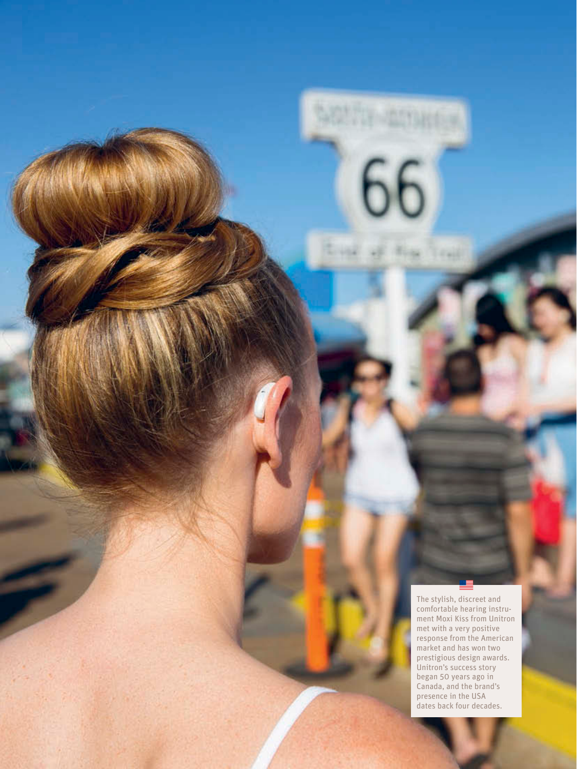The stylish, discreet and comfortable hearing instrument Moxi Kiss from Unitron met with a very positive response from the American market and has won two prestigious design awards. Unitron's success story began 50 years ago in Canada, and the brand's presence in the USA dates back four decades.